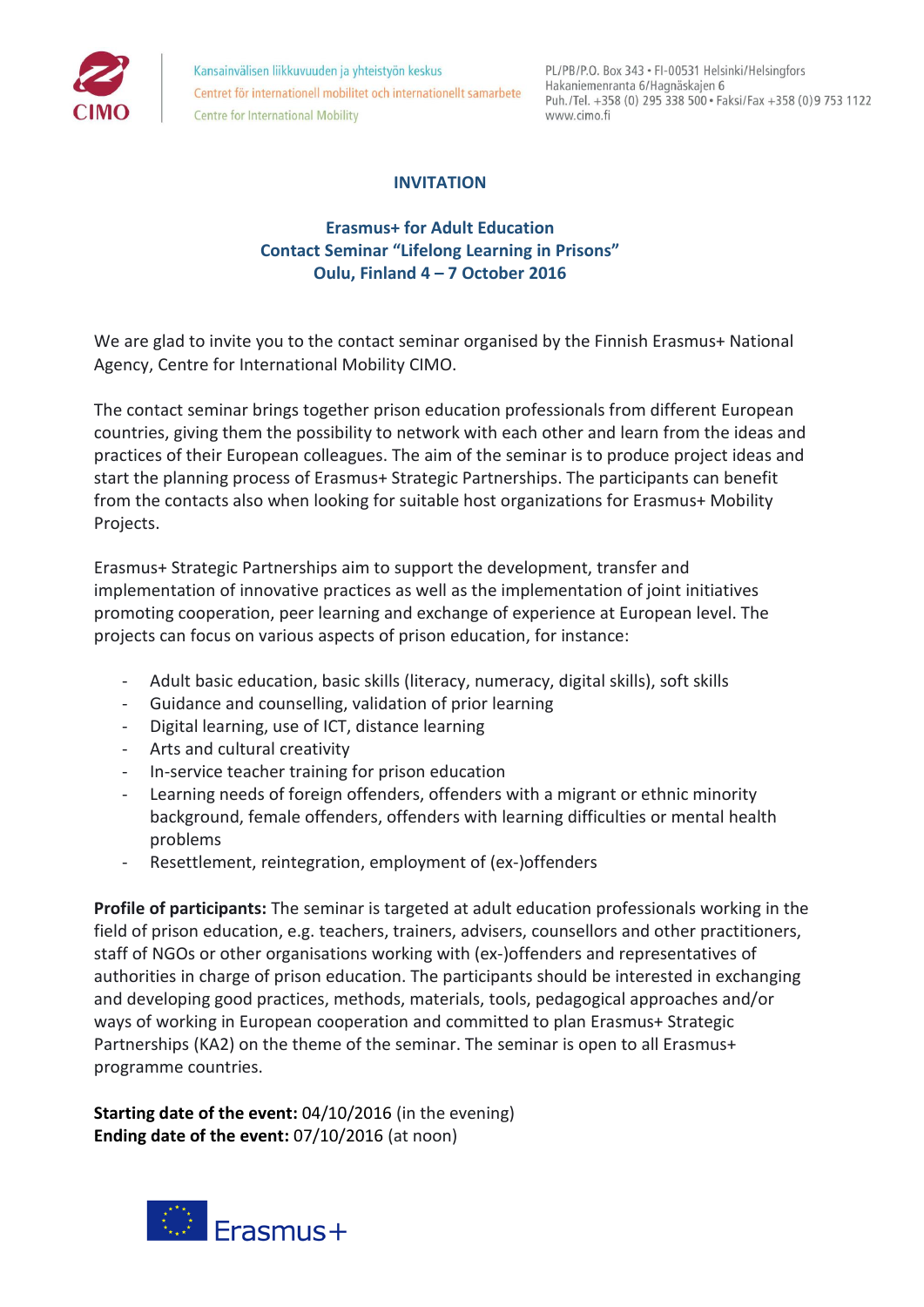Kansainvälisen liikkuvuuden ja yhteistyön keskus
Centret för internationell mobilitet och internationellt samarbete
Centre for International Mobility

PL/PB/P.O. Box 343 • FI-00531 Helsinki/Helsingfors
Hakaniemenranta 6/Hagnäskajen 6
Puh./Tel. +358 (0) 295 338 500 • Faksi/Fax +358 (0)9 753 1122
www.cimo.fi

## INVITATION

### Erasmus+ for Adult Education
### Contact Seminar "Lifelong Learning in Prisons"
### Oulu, Finland 4 – 7 October 2016

We are glad to invite you to the contact seminar organised by the Finnish Erasmus+ National Agency, Centre for International Mobility CIMO.

The contact seminar brings together prison education professionals from different European countries, giving them the possibility to network with each other and learn from the ideas and practices of their European colleagues. The aim of the seminar is to produce project ideas and start the planning process of Erasmus+ Strategic Partnerships. The participants can benefit from the contacts also when looking for suitable host organizations for Erasmus+ Mobility Projects.

Erasmus+ Strategic Partnerships aim to support the development, transfer and implementation of innovative practices as well as the implementation of joint initiatives promoting cooperation, peer learning and exchange of experience at European level. The projects can focus on various aspects of prison education, for instance:

- Adult basic education, basic skills (literacy, numeracy, digital skills), soft skills
- Guidance and counselling, validation of prior learning
- Digital learning, use of ICT, distance learning
- Arts and cultural creativity
- In-service teacher training for prison education
- Learning needs of foreign offenders, offenders with a migrant or ethnic minority background, female offenders, offenders with learning difficulties or mental health problems
- Resettlement, reintegration, employment of (ex-)offenders

**Profile of participants:** The seminar is targeted at adult education professionals working in the field of prison education, e.g. teachers, trainers, advisers, counsellors and other practitioners, staff of NGOs or other organisations working with (ex-)offenders and representatives of authorities in charge of prison education. The participants should be interested in exchanging and developing good practices, methods, materials, tools, pedagogical approaches and/or ways of working in European cooperation and committed to plan Erasmus+ Strategic Partnerships (KA2) on the theme of the seminar. The seminar is open to all Erasmus+ programme countries.

**Starting date of the event:** 04/10/2016 (in the evening)
**Ending date of the event:** 07/10/2016 (at noon)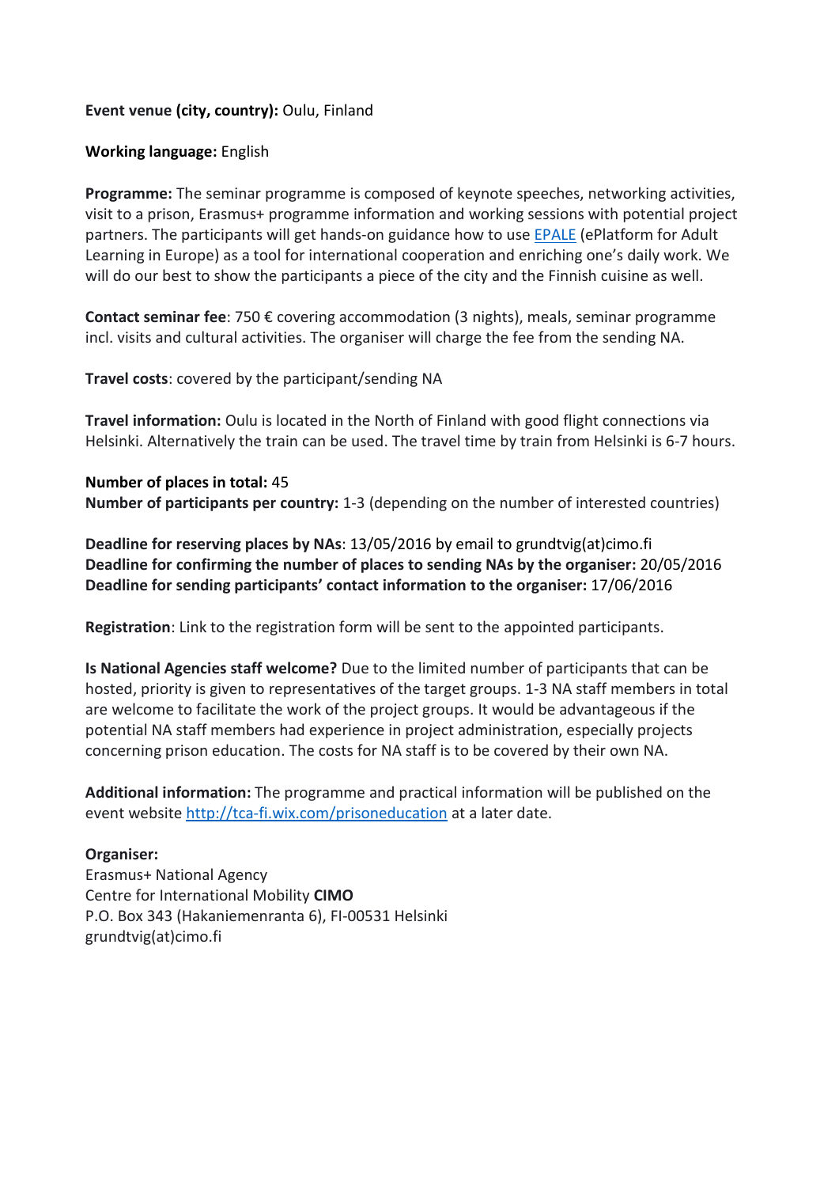**Event venue (city, country):** Oulu, Finland

**Working language:** English

**Programme:** The seminar programme is composed of keynote speeches, networking activities, visit to a prison, Erasmus+ programme information and working sessions with potential project partners. The participants will get hands-on guidance how to use [EPALE](EPALE) (ePlatform for Adult Learning in Europe) as a tool for international cooperation and enriching one's daily work. We will do our best to show the participants a piece of the city and the Finnish cuisine as well.

**Contact seminar fee**: 750 € covering accommodation (3 nights), meals, seminar programme incl. visits and cultural activities. The organiser will charge the fee from the sending NA.

**Travel costs**: covered by the participant/sending NA

**Travel information:** Oulu is located in the North of Finland with good flight connections via Helsinki. Alternatively the train can be used. The travel time by train from Helsinki is 6-7 hours.

**Number of places in total:** 45
**Number of participants per country:** 1-3 (depending on the number of interested countries)

**Deadline for reserving places by NAs**: 13/05/2016 by email to grundtvig(at)cimo.fi
**Deadline for confirming the number of places to sending NAs by the organiser:** 20/05/2016
**Deadline for sending participants' contact information to the organiser:** 17/06/2016

**Registration**: Link to the registration form will be sent to the appointed participants.

**Is National Agencies staff welcome?** Due to the limited number of participants that can be hosted, priority is given to representatives of the target groups. 1-3 NA staff members in total are welcome to facilitate the work of the project groups. It would be advantageous if the potential NA staff members had experience in project administration, especially projects concerning prison education. The costs for NA staff is to be covered by their own NA.

**Additional information:** The programme and practical information will be published on the event website http://tca-fi.wix.com/prisoneducation at a later date.

**Organiser:**
Erasmus+ National Agency
Centre for International Mobility **CIMO**
P.O. Box 343 (Hakaniemenranta 6), FI-00531 Helsinki
grundtvig(at)cimo.fi